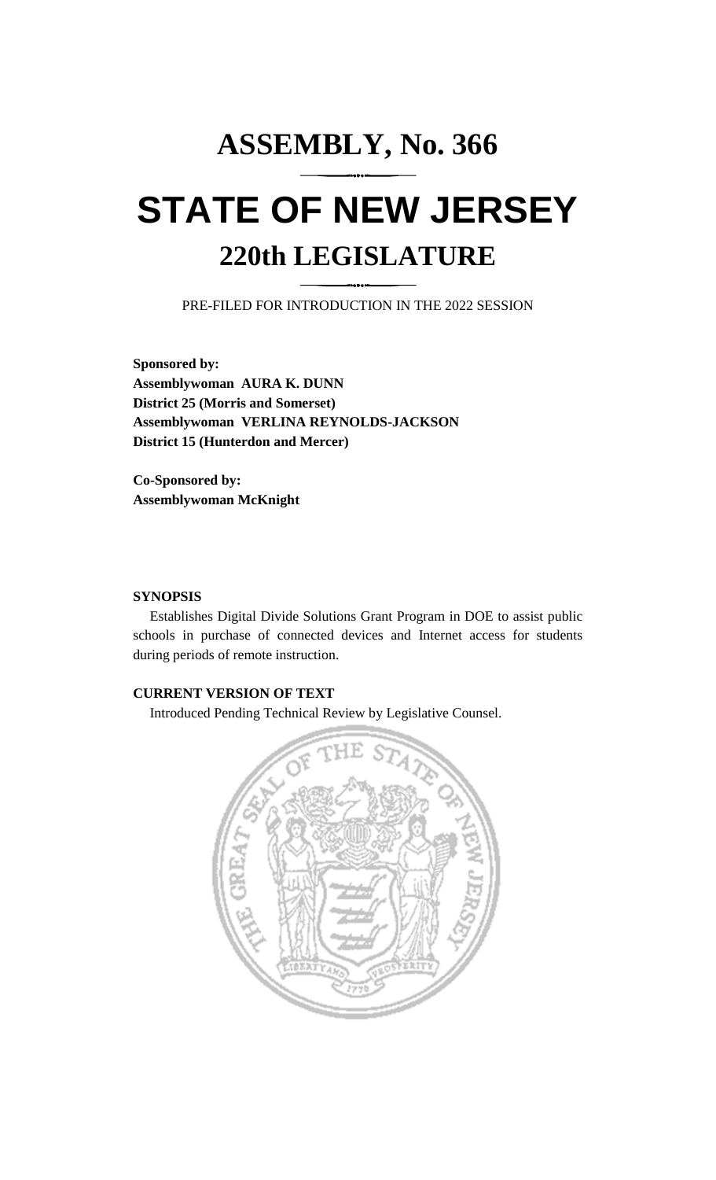# ASSEMBLY, No. 366

# STATE OF NEW JERSEY

## 220th LEGISLATURE

PRE-FILED FOR INTRODUCTION IN THE 2022 SESSION

**Sponsored by:**
**Assemblywoman AURA K. DUNN**
**District 25 (Morris and Somerset)**
**Assemblywoman VERLINA REYNOLDS-JACKSON**
**District 15 (Hunterdon and Mercer)**

**Co-Sponsored by:**
**Assemblywoman McKnight**

**SYNOPSIS**

Establishes Digital Divide Solutions Grant Program in DOE to assist public schools in purchase of connected devices and Internet access for students during periods of remote instruction.

**CURRENT VERSION OF TEXT**

Introduced Pending Technical Review by Legislative Counsel.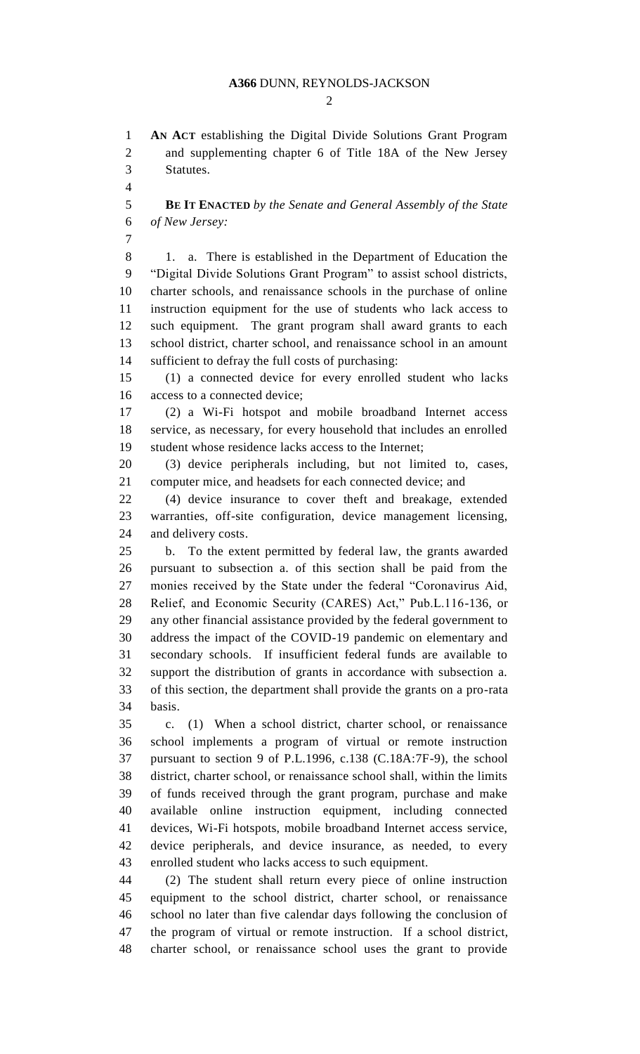**AN ACT** establishing the Digital Divide Solutions Grant Program and supplementing chapter 6 of Title 18A of the New Jersey Statutes.

**BE IT ENACTED** *by the Senate and General Assembly of the State of New Jersey:*

1. a. There is established in the Department of Education the "Digital Divide Solutions Grant Program" to assist school districts, charter schools, and renaissance schools in the purchase of online instruction equipment for the use of students who lack access to such equipment. The grant program shall award grants to each school district, charter school, and renaissance school in an amount sufficient to defray the full costs of purchasing:

(1) a connected device for every enrolled student who lacks access to a connected device;

(2) a Wi-Fi hotspot and mobile broadband Internet access service, as necessary, for every household that includes an enrolled student whose residence lacks access to the Internet;

(3) device peripherals including, but not limited to, cases, computer mice, and headsets for each connected device; and

(4) device insurance to cover theft and breakage, extended warranties, off-site configuration, device management licensing, and delivery costs.

b. To the extent permitted by federal law, the grants awarded pursuant to subsection a. of this section shall be paid from the monies received by the State under the federal "Coronavirus Aid, Relief, and Economic Security (CARES) Act," Pub.L.116-136, or any other financial assistance provided by the federal government to address the impact of the COVID-19 pandemic on elementary and secondary schools. If insufficient federal funds are available to support the distribution of grants in accordance with subsection a. of this section, the department shall provide the grants on a pro-rata basis.

c. (1) When a school district, charter school, or renaissance school implements a program of virtual or remote instruction pursuant to section 9 of P.L.1996, c.138 (C.18A:7F-9), the school district, charter school, or renaissance school shall, within the limits of funds received through the grant program, purchase and make available online instruction equipment, including connected devices, Wi-Fi hotspots, mobile broadband Internet access service, device peripherals, and device insurance, as needed, to every enrolled student who lacks access to such equipment.

(2) The student shall return every piece of online instruction equipment to the school district, charter school, or renaissance school no later than five calendar days following the conclusion of the program of virtual or remote instruction. If a school district, charter school, or renaissance school uses the grant to provide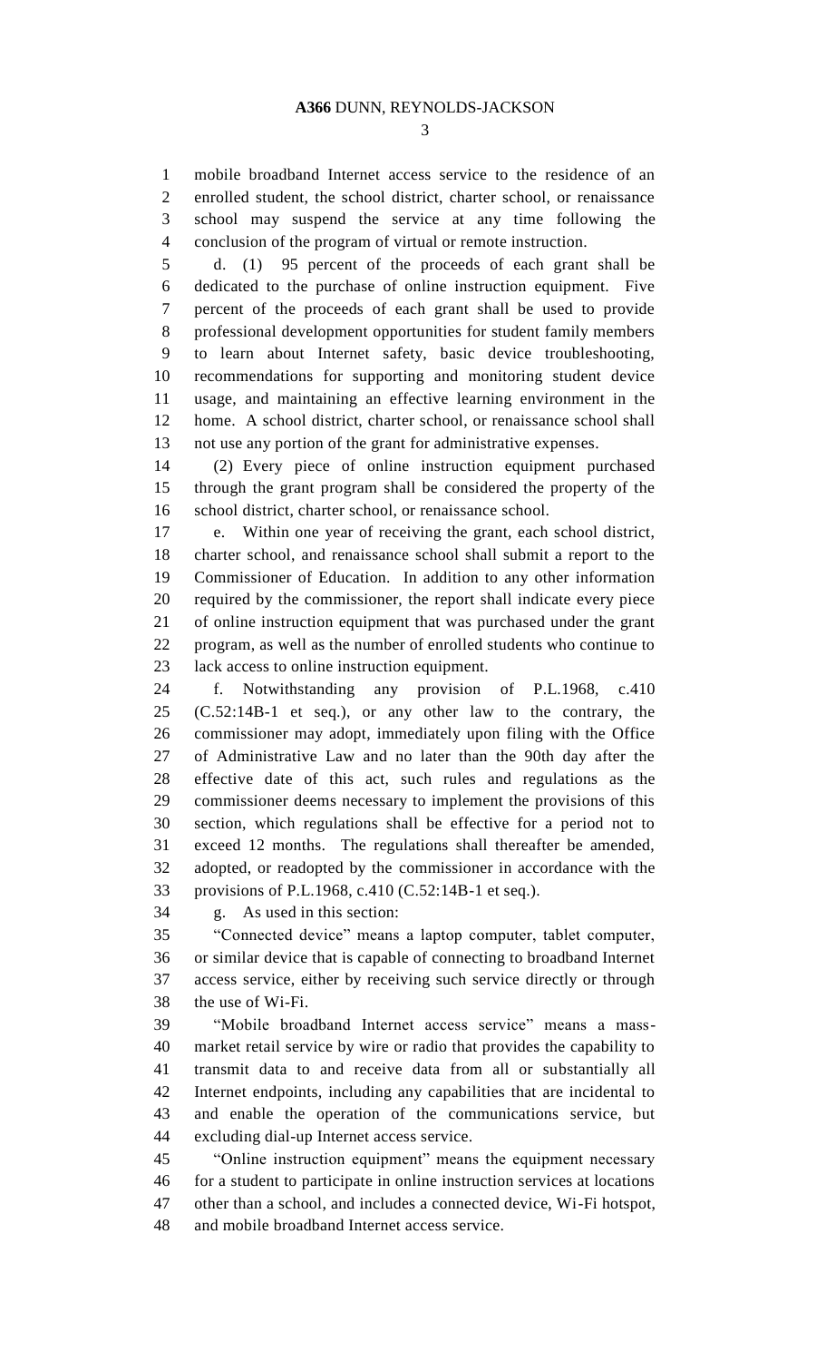mobile broadband Internet access service to the residence of an enrolled student, the school district, charter school, or renaissance school may suspend the service at any time following the conclusion of the program of virtual or remote instruction.

d. (1) 95 percent of the proceeds of each grant shall be dedicated to the purchase of online instruction equipment. Five percent of the proceeds of each grant shall be used to provide professional development opportunities for student family members to learn about Internet safety, basic device troubleshooting, recommendations for supporting and monitoring student device usage, and maintaining an effective learning environment in the home. A school district, charter school, or renaissance school shall not use any portion of the grant for administrative expenses.

(2) Every piece of online instruction equipment purchased through the grant program shall be considered the property of the school district, charter school, or renaissance school.

e. Within one year of receiving the grant, each school district, charter school, and renaissance school shall submit a report to the Commissioner of Education. In addition to any other information required by the commissioner, the report shall indicate every piece of online instruction equipment that was purchased under the grant program, as well as the number of enrolled students who continue to lack access to online instruction equipment.

f. Notwithstanding any provision of P.L.1968, c.410 (C.52:14B-1 et seq.), or any other law to the contrary, the commissioner may adopt, immediately upon filing with the Office of Administrative Law and no later than the 90th day after the effective date of this act, such rules and regulations as the commissioner deems necessary to implement the provisions of this section, which regulations shall be effective for a period not to exceed 12 months. The regulations shall thereafter be amended, adopted, or readopted by the commissioner in accordance with the provisions of P.L.1968, c.410 (C.52:14B-1 et seq.).

g. As used in this section:

"Connected device" means a laptop computer, tablet computer, or similar device that is capable of connecting to broadband Internet access service, either by receiving such service directly or through the use of Wi-Fi.

"Mobile broadband Internet access service" means a mass-market retail service by wire or radio that provides the capability to transmit data to and receive data from all or substantially all Internet endpoints, including any capabilities that are incidental to and enable the operation of the communications service, but excluding dial-up Internet access service.

"Online instruction equipment" means the equipment necessary for a student to participate in online instruction services at locations other than a school, and includes a connected device, Wi-Fi hotspot, and mobile broadband Internet access service.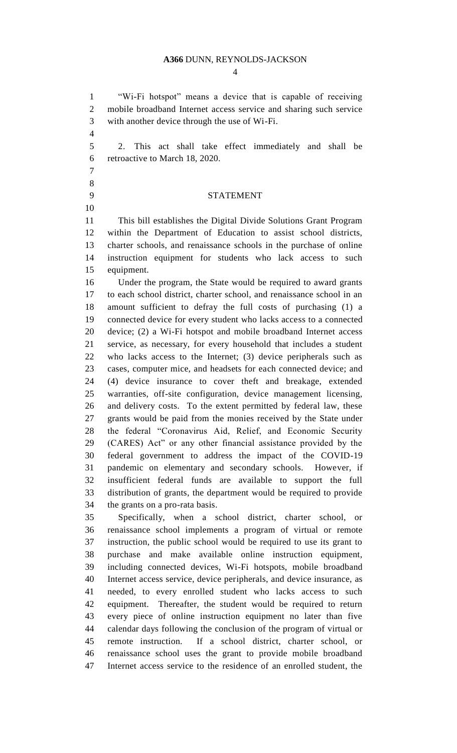"Wi-Fi hotspot" means a device that is capable of receiving mobile broadband Internet access service and sharing such service with another device through the use of Wi-Fi.

2. This act shall take effect immediately and shall be retroactive to March 18, 2020.

## STATEMENT

This bill establishes the Digital Divide Solutions Grant Program within the Department of Education to assist school districts, charter schools, and renaissance schools in the purchase of online instruction equipment for students who lack access to such equipment.

Under the program, the State would be required to award grants to each school district, charter school, and renaissance school in an amount sufficient to defray the full costs of purchasing (1) a connected device for every student who lacks access to a connected device; (2) a Wi-Fi hotspot and mobile broadband Internet access service, as necessary, for every household that includes a student who lacks access to the Internet; (3) device peripherals such as cases, computer mice, and headsets for each connected device; and (4) device insurance to cover theft and breakage, extended warranties, off-site configuration, device management licensing, and delivery costs. To the extent permitted by federal law, these grants would be paid from the monies received by the State under the federal "Coronavirus Aid, Relief, and Economic Security (CARES) Act" or any other financial assistance provided by the federal government to address the impact of the COVID-19 pandemic on elementary and secondary schools. However, if insufficient federal funds are available to support the full distribution of grants, the department would be required to provide the grants on a pro-rata basis.

Specifically, when a school district, charter school, or renaissance school implements a program of virtual or remote instruction, the public school would be required to use its grant to purchase and make available online instruction equipment, including connected devices, Wi-Fi hotspots, mobile broadband Internet access service, device peripherals, and device insurance, as needed, to every enrolled student who lacks access to such equipment. Thereafter, the student would be required to return every piece of online instruction equipment no later than five calendar days following the conclusion of the program of virtual or remote instruction. If a school district, charter school, or renaissance school uses the grant to provide mobile broadband Internet access service to the residence of an enrolled student, the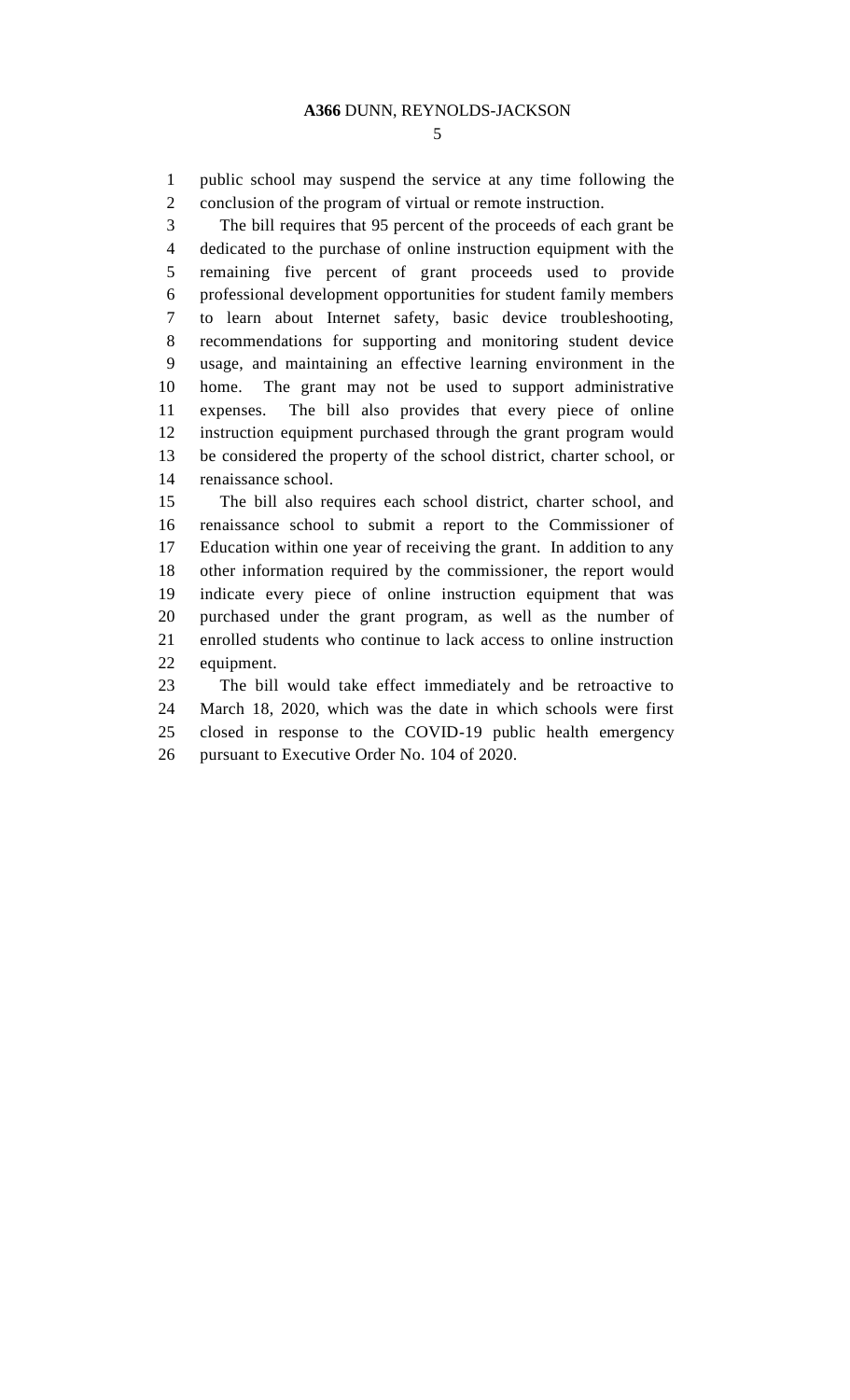public school may suspend the service at any time following the conclusion of the program of virtual or remote instruction.

The bill requires that 95 percent of the proceeds of each grant be dedicated to the purchase of online instruction equipment with the remaining five percent of grant proceeds used to provide professional development opportunities for student family members to learn about Internet safety, basic device troubleshooting, recommendations for supporting and monitoring student device usage, and maintaining an effective learning environment in the home. The grant may not be used to support administrative expenses. The bill also provides that every piece of online instruction equipment purchased through the grant program would be considered the property of the school district, charter school, or renaissance school.

The bill also requires each school district, charter school, and renaissance school to submit a report to the Commissioner of Education within one year of receiving the grant. In addition to any other information required by the commissioner, the report would indicate every piece of online instruction equipment that was purchased under the grant program, as well as the number of enrolled students who continue to lack access to online instruction equipment.

The bill would take effect immediately and be retroactive to March 18, 2020, which was the date in which schools were first closed in response to the COVID-19 public health emergency pursuant to Executive Order No. 104 of 2020.